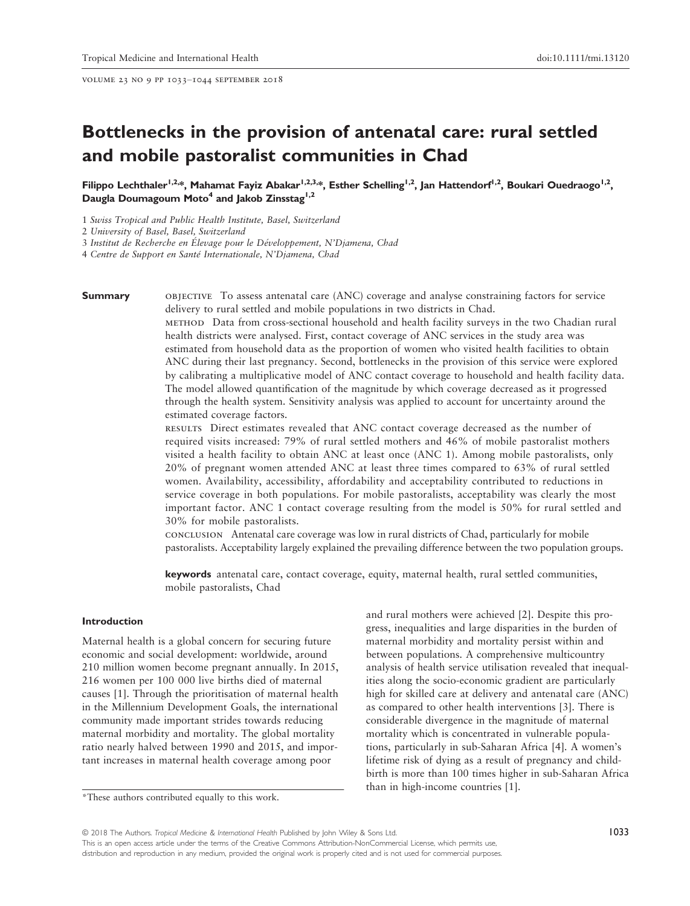# Bottlenecks in the provision of antenatal care: rural settled and mobile pastoralist communities in Chad

**Filippo Lechthaler[1,2,*], Mahamat Fayiz Abakar[1,2,3,*], Esther Schelling[1,2], Jan Hattendorf[1,2], Boukari Ouedraogo[1,2], Daugla Doumagoum Moto[4] and Jakob Zinsstag[1,2]**

1 Swiss Tropical and Public Health Institute, Basel, Switzerland
2 University of Basel, Basel, Switzerland
3 Institut de Recherche en Élevage pour le Développement, N'Djamena, Chad
4 Centre de Support en Santé Internationale, N'Djamena, Chad

**Summary**

OBJECTIVE To assess antenatal care (ANC) coverage and analyse constraining factors for service delivery to rural settled and mobile populations in two districts in Chad.

METHOD Data from cross-sectional household and health facility surveys in the two Chadian rural health districts were analysed. First, contact coverage of ANC services in the study area was estimated from household data as the proportion of women who visited health facilities to obtain ANC during their last pregnancy. Second, bottlenecks in the provision of this service were explored by calibrating a multiplicative model of ANC contact coverage to household and health facility data. The model allowed quantification of the magnitude by which coverage decreased as it progressed through the health system. Sensitivity analysis was applied to account for uncertainty around the estimated coverage factors.

RESULTS Direct estimates revealed that ANC contact coverage decreased as the number of required visits increased: 79% of rural settled mothers and 46% of mobile pastoralist mothers visited a health facility to obtain ANC at least once (ANC 1). Among mobile pastoralists, only 20% of pregnant women attended ANC at least three times compared to 63% of rural settled women. Availability, accessibility, affordability and acceptability contributed to reductions in service coverage in both populations. For mobile pastoralists, acceptability was clearly the most important factor. ANC 1 contact coverage resulting from the model is 50% for rural settled and 30% for mobile pastoralists.

CONCLUSION Antenatal care coverage was low in rural districts of Chad, particularly for mobile pastoralists. Acceptability largely explained the prevailing difference between the two population groups.

**keywords** antenatal care, contact coverage, equity, maternal health, rural settled communities, mobile pastoralists, Chad

## Introduction

Maternal health is a global concern for securing future economic and social development: worldwide, around 210 million women become pregnant annually. In 2015, 216 women per 100 000 live births died of maternal causes [1]. Through the prioritisation of maternal health in the Millennium Development Goals, the international community made important strides towards reducing maternal morbidity and mortality. The global mortality ratio nearly halved between 1990 and 2015, and important increases in maternal health coverage among poor and rural mothers were achieved [2]. Despite this progress, inequalities and large disparities in the burden of maternal morbidity and mortality persist within and between populations. A comprehensive multicountry analysis of health service utilisation revealed that inequalities along the socio-economic gradient are particularly high for skilled care at delivery and antenatal care (ANC) as compared to other health interventions [3]. There is considerable divergence in the magnitude of maternal mortality which is concentrated in vulnerable populations, particularly in sub-Saharan Africa [4]. A women's lifetime risk of dying as a result of pregnancy and childbirth is more than 100 times higher in sub-Saharan Africa than in high-income countries [1].

*These authors contributed equally to this work.

© 2018 The Authors. *Tropical Medicine & International Health* Published by John Wiley & Sons Ltd.
This is an open access article under the terms of the Creative Commons Attribution-NonCommercial License, which permits use, distribution and reproduction in any medium, provided the original work is properly cited and is not used for commercial purposes.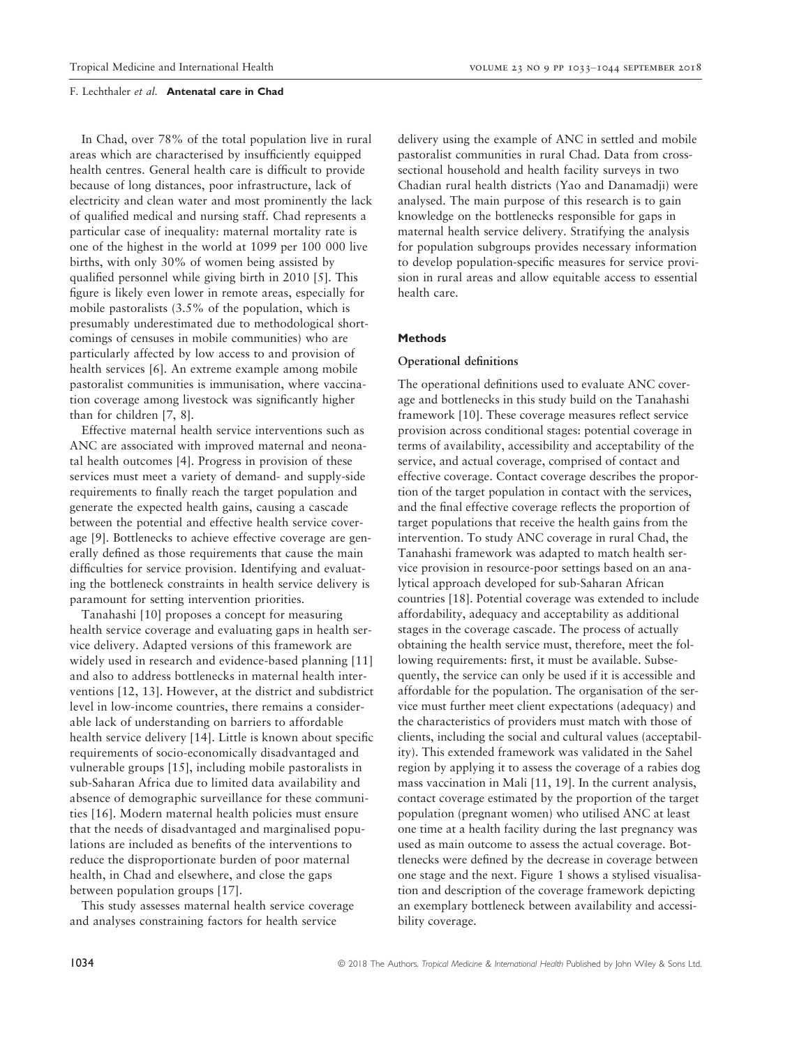In Chad, over 78% of the total population live in rural areas which are characterised by insufficiently equipped health centres. General health care is difficult to provide because of long distances, poor infrastructure, lack of electricity and clean water and most prominently the lack of qualified medical and nursing staff. Chad represents a particular case of inequality: maternal mortality rate is one of the highest in the world at 1099 per 100 000 live births, with only 30% of women being assisted by qualified personnel while giving birth in 2010 [5]. This figure is likely even lower in remote areas, especially for mobile pastoralists (3.5% of the population, which is presumably underestimated due to methodological shortcomings of censuses in mobile communities) who are particularly affected by low access to and provision of health services [6]. An extreme example among mobile pastoralist communities is immunisation, where vaccination coverage among livestock was significantly higher than for children [7, 8].

Effective maternal health service interventions such as ANC are associated with improved maternal and neonatal health outcomes [4]. Progress in provision of these services must meet a variety of demand- and supply-side requirements to finally reach the target population and generate the expected health gains, causing a cascade between the potential and effective health service coverage [9]. Bottlenecks to achieve effective coverage are generally defined as those requirements that cause the main difficulties for service provision. Identifying and evaluating the bottleneck constraints in health service delivery is paramount for setting intervention priorities.

Tanahashi [10] proposes a concept for measuring health service coverage and evaluating gaps in health service delivery. Adapted versions of this framework are widely used in research and evidence-based planning [11] and also to address bottlenecks in maternal health interventions [12, 13]. However, at the district and subdistrict level in low-income countries, there remains a considerable lack of understanding on barriers to affordable health service delivery [14]. Little is known about specific requirements of socio-economically disadvantaged and vulnerable groups [15], including mobile pastoralists in sub-Saharan Africa due to limited data availability and absence of demographic surveillance for these communities [16]. Modern maternal health policies must ensure that the needs of disadvantaged and marginalised populations are included as benefits of the interventions to reduce the disproportionate burden of poor maternal health, in Chad and elsewhere, and close the gaps between population groups [17].

This study assesses maternal health service coverage and analyses constraining factors for health service delivery using the example of ANC in settled and mobile pastoralist communities in rural Chad. Data from cross-sectional household and health facility surveys in two Chadian rural health districts (Yao and Danamadji) were analysed. The main purpose of this research is to gain knowledge on the bottlenecks responsible for gaps in maternal health service delivery. Stratifying the analysis for population subgroups provides necessary information to develop population-specific measures for service provision in rural areas and allow equitable access to essential health care.

## Methods

### Operational definitions

The operational definitions used to evaluate ANC coverage and bottlenecks in this study build on the Tanahashi framework [10]. These coverage measures reflect service provision across conditional stages: potential coverage in terms of availability, accessibility and acceptability of the service, and actual coverage, comprised of contact and effective coverage. Contact coverage describes the proportion of the target population in contact with the services, and the final effective coverage reflects the proportion of target populations that receive the health gains from the intervention. To study ANC coverage in rural Chad, the Tanahashi framework was adapted to match health service provision in resource-poor settings based on an analytical approach developed for sub-Saharan African countries [18]. Potential coverage was extended to include affordability, adequacy and acceptability as additional stages in the coverage cascade. The process of actually obtaining the health service must, therefore, meet the following requirements: first, it must be available. Subsequently, the service can only be used if it is accessible and affordable for the population. The organisation of the service must further meet client expectations (adequacy) and the characteristics of providers must match with those of clients, including the social and cultural values (acceptability). This extended framework was validated in the Sahel region by applying it to assess the coverage of a rabies dog mass vaccination in Mali [11, 19]. In the current analysis, contact coverage estimated by the proportion of the target population (pregnant women) who utilised ANC at least one time at a health facility during the last pregnancy was used as main outcome to assess the actual coverage. Bottlenecks were defined by the decrease in coverage between one stage and the next. Figure 1 shows a stylised visualisation and description of the coverage framework depicting an exemplary bottleneck between availability and accessibility coverage.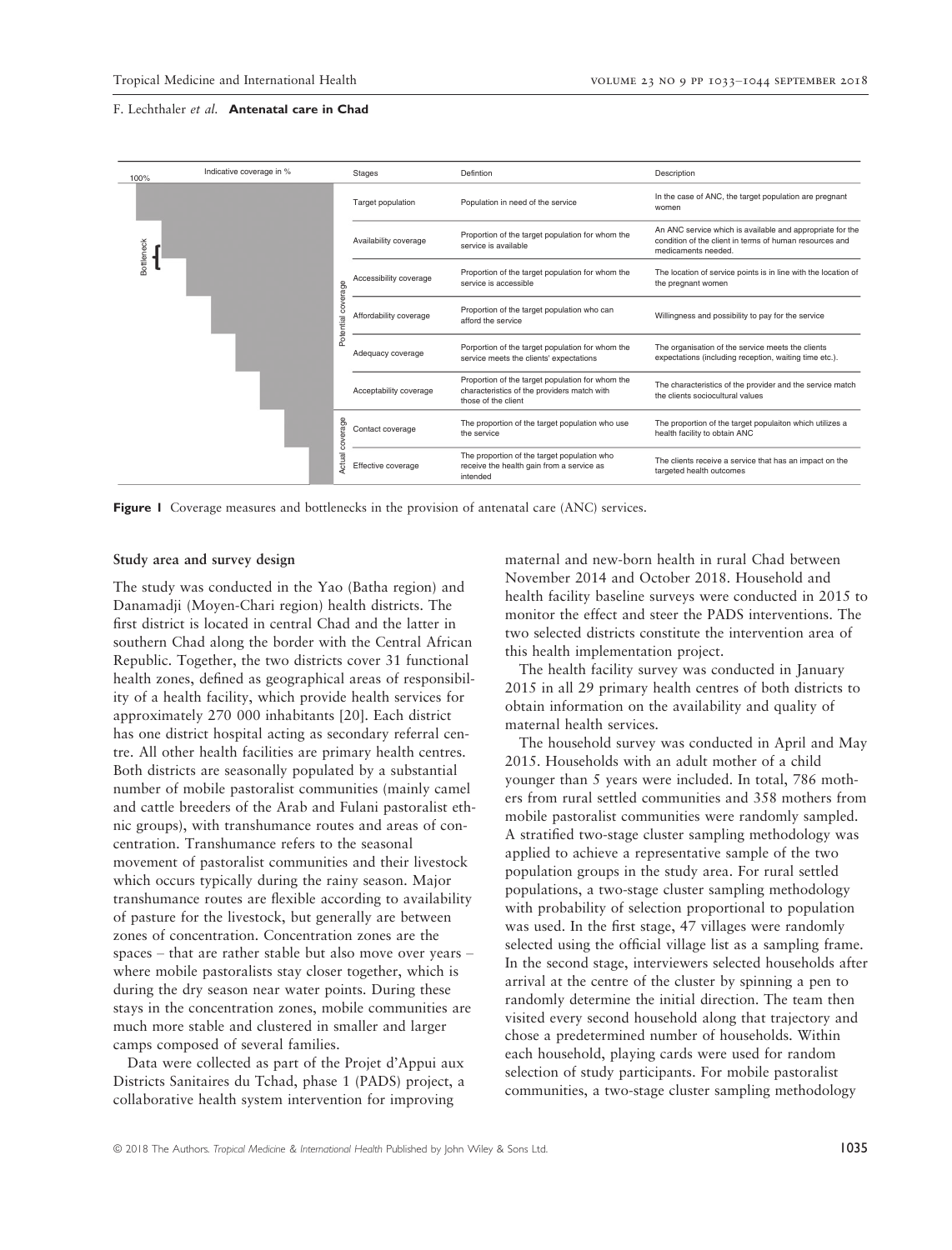| Stages | | Defintion | Description |
|---|---|---|---|
| | Target population | Population in need of the service | In the case of ANC, the target population are pregnant women |
| Potential coverage | Availability coverage | Proportion of the target population for whom the service is available | An ANC service which is available and appropriate for the condition of the client in terms of human resources and medicaments needed. |
| | Accessibility coverage | Proportion of the target population for whom the service is accessible | The location of service points is in line with the location of the pregnant women |
| | Affordability coverage | Proportion of the target population who can afford the service | Willingness and possibility to pay for the service |
| | Adequacy coverage | Porportion of the target population for whom the service meets the clients' expectations | The organisation of the service meets the clients expectations (including reception, waiting time etc.). |
| | Acceptability coverage | Proportion of the target population for whom the characteristics of the providers match with those of the client | The characteristics of the provider and the service match the clients sociocultural values |
| Actual coverage | Contact coverage | The proportion of the target population who use the service | The proportion of the target populaiton which utilizes a health facility to obtain ANC |
| | Effective coverage | The proportion of the target population who receive the health gain from a service as intended | The clients receive a service that has an impact on the targeted health outcomes |

**Figure 1** Coverage measures and bottlenecks in the provision of antenatal care (ANC) services.

#### Study area and survey design

The study was conducted in the Yao (Batha region) and Danamadji (Moyen-Chari region) health districts. The first district is located in central Chad and the latter in southern Chad along the border with the Central African Republic. Together, the two districts cover 31 functional health zones, defined as geographical areas of responsibility of a health facility, which provide health services for approximately 270 000 inhabitants [20]. Each district has one district hospital acting as secondary referral centre. All other health facilities are primary health centres. Both districts are seasonally populated by a substantial number of mobile pastoralist communities (mainly camel and cattle breeders of the Arab and Fulani pastoralist ethnic groups), with transhumance routes and areas of concentration. Transhumance refers to the seasonal movement of pastoralist communities and their livestock which occurs typically during the rainy season. Major transhumance routes are flexible according to availability of pasture for the livestock, but generally are between zones of concentration. Concentration zones are the spaces – that are rather stable but also move over years – where mobile pastoralists stay closer together, which is during the dry season near water points. During these stays in the concentration zones, mobile communities are much more stable and clustered in smaller and larger camps composed of several families.

Data were collected as part of the Projet d'Appui aux Districts Sanitaires du Tchad, phase 1 (PADS) project, a collaborative health system intervention for improving maternal and new-born health in rural Chad between November 2014 and October 2018. Household and health facility baseline surveys were conducted in 2015 to monitor the effect and steer the PADS interventions. The two selected districts constitute the intervention area of this health implementation project.

The health facility survey was conducted in January 2015 in all 29 primary health centres of both districts to obtain information on the availability and quality of maternal health services.

The household survey was conducted in April and May 2015. Households with an adult mother of a child younger than 5 years were included. In total, 786 mothers from rural settled communities and 358 mothers from mobile pastoralist communities were randomly sampled. A stratified two-stage cluster sampling methodology was applied to achieve a representative sample of the two population groups in the study area. For rural settled populations, a two-stage cluster sampling methodology with probability of selection proportional to population was used. In the first stage, 47 villages were randomly selected using the official village list as a sampling frame. In the second stage, interviewers selected households after arrival at the centre of the cluster by spinning a pen to randomly determine the initial direction. The team then visited every second household along that trajectory and chose a predetermined number of households. Within each household, playing cards were used for random selection of study participants. For mobile pastoralist communities, a two-stage cluster sampling methodology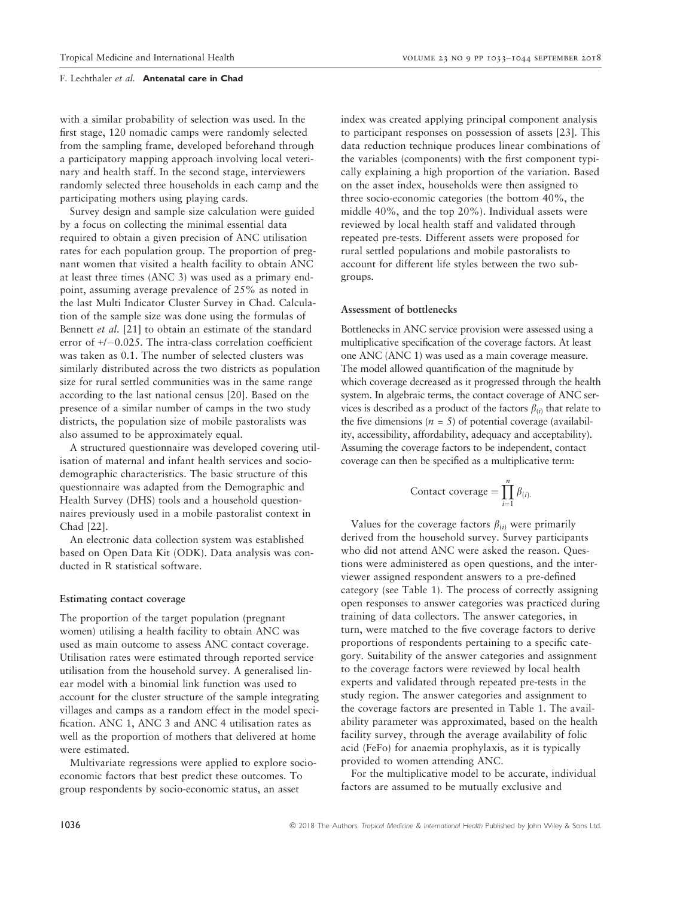with a similar probability of selection was used. In the first stage, 120 nomadic camps were randomly selected from the sampling frame, developed beforehand through a participatory mapping approach involving local veterinary and health staff. In the second stage, interviewers randomly selected three households in each camp and the participating mothers using playing cards.

Survey design and sample size calculation were guided by a focus on collecting the minimal essential data required to obtain a given precision of ANC utilisation rates for each population group. The proportion of pregnant women that visited a health facility to obtain ANC at least three times (ANC 3) was used as a primary endpoint, assuming average prevalence of 25% as noted in the last Multi Indicator Cluster Survey in Chad. Calculation of the sample size was done using the formulas of Bennett *et al.* [21] to obtain an estimate of the standard error of +/−0.025. The intra-class correlation coefficient was taken as 0.1. The number of selected clusters was similarly distributed across the two districts as population size for rural settled communities was in the same range according to the last national census [20]. Based on the presence of a similar number of camps in the two study districts, the population size of mobile pastoralists was also assumed to be approximately equal.

A structured questionnaire was developed covering utilisation of maternal and infant health services and sociodemographic characteristics. The basic structure of this questionnaire was adapted from the Demographic and Health Survey (DHS) tools and a household questionnaires previously used in a mobile pastoralist context in Chad [22].

An electronic data collection system was established based on Open Data Kit (ODK). Data analysis was conducted in R statistical software.

#### Estimating contact coverage

The proportion of the target population (pregnant women) utilising a health facility to obtain ANC was used as main outcome to assess ANC contact coverage. Utilisation rates were estimated through reported service utilisation from the household survey. A generalised linear model with a binomial link function was used to account for the cluster structure of the sample integrating villages and camps as a random effect in the model specification. ANC 1, ANC 3 and ANC 4 utilisation rates as well as the proportion of mothers that delivered at home were estimated.

Multivariate regressions were applied to explore socioeconomic factors that best predict these outcomes. To group respondents by socio-economic status, an asset index was created applying principal component analysis to participant responses on possession of assets [23]. This data reduction technique produces linear combinations of the variables (components) with the first component typically explaining a high proportion of the variation. Based on the asset index, households were then assigned to three socio-economic categories (the bottom 40%, the middle 40%, and the top 20%). Individual assets were reviewed by local health staff and validated through repeated pre-tests. Different assets were proposed for rural settled populations and mobile pastoralists to account for different life styles between the two subgroups.

#### Assessment of bottlenecks

Bottlenecks in ANC service provision were assessed using a multiplicative specification of the coverage factors. At least one ANC (ANC 1) was used as a main coverage measure. The model allowed quantification of the magnitude by which coverage decreased as it progressed through the health system. In algebraic terms, the contact coverage of ANC services is described as a product of the factors $\beta_{(i)}$ that relate to the five dimensions ($n = 5$) of potential coverage (availability, accessibility, affordability, adequacy and acceptability). Assuming the coverage factors to be independent, contact coverage can then be specified as a multiplicative term:

$$\text{Contact coverage} = \prod_{i=1}^{n} \beta_{(i).}$$

Values for the coverage factors $\beta_{(i)}$ were primarily derived from the household survey. Survey participants who did not attend ANC were asked the reason. Questions were administered as open questions, and the interviewer assigned respondent answers to a pre-defined category (see Table 1). The process of correctly assigning open responses to answer categories was practiced during training of data collectors. The answer categories, in turn, were matched to the five coverage factors to derive proportions of respondents pertaining to a specific category. Suitability of the answer categories and assignment to the coverage factors were reviewed by local health experts and validated through repeated pre-tests in the study region. The answer categories and assignment to the coverage factors are presented in Table 1. The availability parameter was approximated, based on the health facility survey, through the average availability of folic acid (FeFo) for anaemia prophylaxis, as it is typically provided to women attending ANC.

For the multiplicative model to be accurate, individual factors are assumed to be mutually exclusive and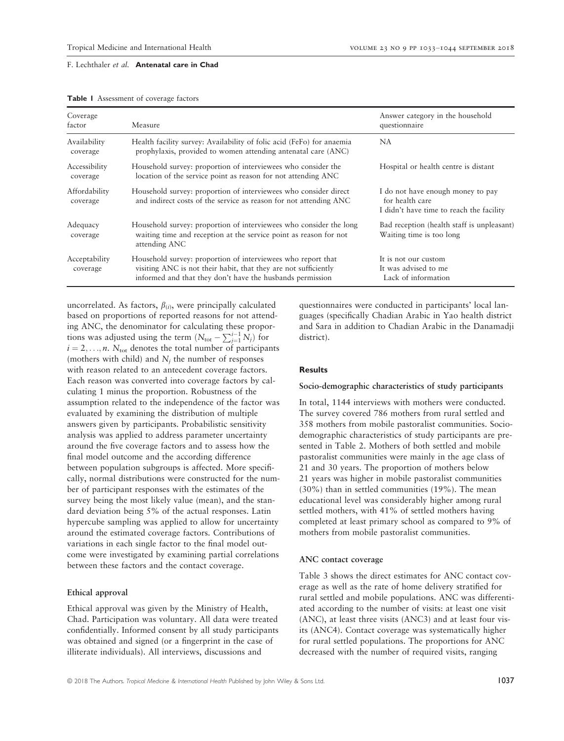**Table 1** Assessment of coverage factors

| Coverage factor | Measure | Answer category in the household questionnaire |
| --- | --- | --- |
| Availability coverage | Health facility survey: Availability of folic acid (FeFo) for anaemia prophylaxis, provided to women attending antenatal care (ANC) | NA |
| Accessibility coverage | Household survey: proportion of interviewees who consider the location of the service point as reason for not attending ANC | Hospital or health centre is distant |
| Affordability coverage | Household survey: proportion of interviewees who consider direct and indirect costs of the service as reason for not attending ANC | I do not have enough money to pay for health care<br>I didn't have time to reach the facility |
| Adequacy coverage | Household survey: proportion of interviewees who consider the long waiting time and reception at the service point as reason for not attending ANC | Bad reception (health staff is unpleasant)<br>Waiting time is too long |
| Acceptability coverage | Household survey: proportion of interviewees who report that visiting ANC is not their habit, that they are not sufficiently informed and that they don't have the husbands permission | It is not our custom<br>It was advised to me<br>Lack of information |

uncorrelated. As factors, $\beta_{(i)}$, were principally calculated based on proportions of reported reasons for not attending ANC, the denominator for calculating these proportions was adjusted using the term $(N_{\text{tot}} - \sum_{j=1}^{i-1} N_j)$ for $i = 2, \ldots, n$. $N_{\text{tot}}$ denotes the total number of participants (mothers with child) and $N_j$ the number of responses with reason related to an antecedent coverage factors. Each reason was converted into coverage factors by calculating 1 minus the proportion. Robustness of the assumption related to the independence of the factor was evaluated by examining the distribution of multiple answers given by participants. Probabilistic sensitivity analysis was applied to address parameter uncertainty around the five coverage factors and to assess how the final model outcome and the according difference between population subgroups is affected. More specifically, normal distributions were constructed for the number of participant responses with the estimates of the survey being the most likely value (mean), and the standard deviation being 5% of the actual responses. Latin hypercube sampling was applied to allow for uncertainty around the estimated coverage factors. Contributions of variations in each single factor to the final model outcome were investigated by examining partial correlations between these factors and the contact coverage.

### Ethical approval

Ethical approval was given by the Ministry of Health, Chad. Participation was voluntary. All data were treated confidentially. Informed consent by all study participants was obtained and signed (or a fingerprint in the case of illiterate individuals). All interviews, discussions and questionnaires were conducted in participants' local languages (specifically Chadian Arabic in Yao health district and Sara in addition to Chadian Arabic in the Danamadji district).

## Results

### Socio-demographic characteristics of study participants

In total, 1144 interviews with mothers were conducted. The survey covered 786 mothers from rural settled and 358 mothers from mobile pastoralist communities. Socio-demographic characteristics of study participants are presented in Table 2. Mothers of both settled and mobile pastoralist communities were mainly in the age class of 21 and 30 years. The proportion of mothers below 21 years was higher in mobile pastoralist communities (30%) than in settled communities (19%). The mean educational level was considerably higher among rural settled mothers, with 41% of settled mothers having completed at least primary school as compared to 9% of mothers from mobile pastoralist communities.

### ANC contact coverage

Table 3 shows the direct estimates for ANC contact coverage as well as the rate of home delivery stratified for rural settled and mobile populations. ANC was differentiated according to the number of visits: at least one visit (ANC), at least three visits (ANC3) and at least four visits (ANC4). Contact coverage was systematically higher for rural settled populations. The proportions for ANC decreased with the number of required visits, ranging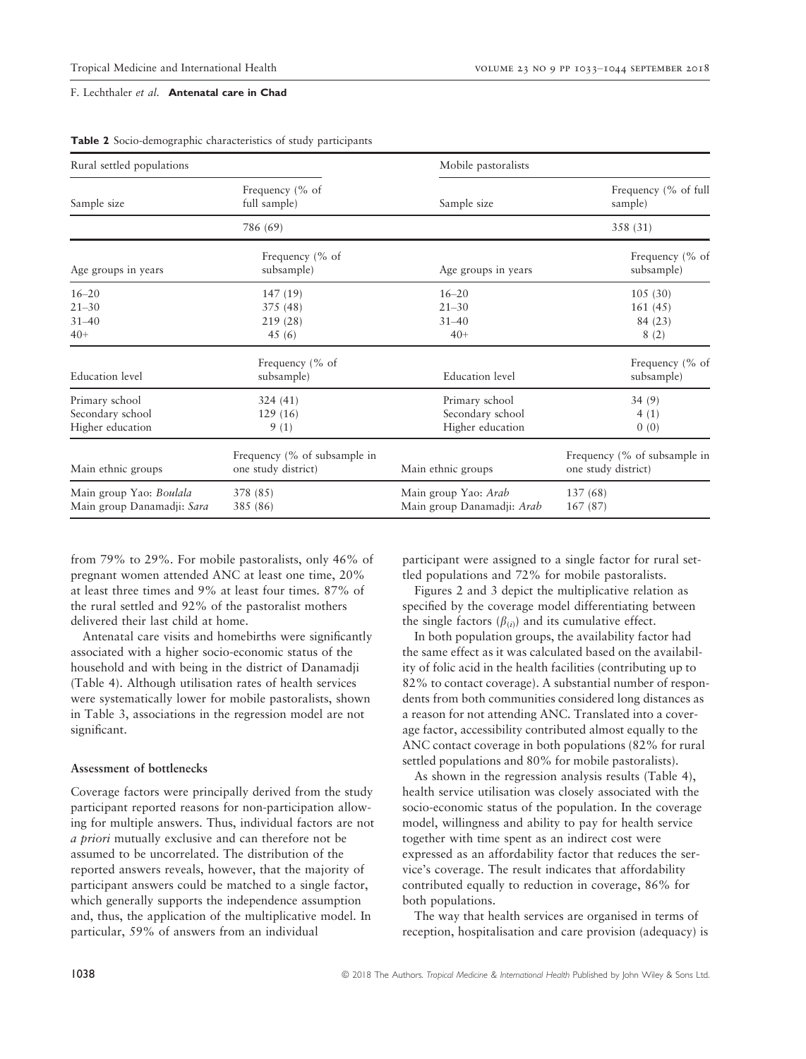**Table 2** Socio-demographic characteristics of study participants

| Rural settled populations | | Mobile pastoralists | |
|---|---|---|---|
| Sample size | Frequency (% of full sample) | Sample size | Frequency (% of full sample) |
| | 786 (69) | | 358 (31) |
| Age groups in years | Frequency (% of subsample) | Age groups in years | Frequency (% of subsample) |
| 16–20 | 147 (19) | 16–20 | 105 (30) |
| 21–30 | 375 (48) | 21–30 | 161 (45) |
| 31–40 | 219 (28) | 31–40 | 84 (23) |
| 40+ | 45 (6) | 40+ | 8 (2) |
| Education level | Frequency (% of subsample) | Education level | Frequency (% of subsample) |
| Primary school | 324 (41) | Primary school | 34 (9) |
| Secondary school | 129 (16) | Secondary school | 4 (1) |
| Higher education | 9 (1) | Higher education | 0 (0) |
| Main ethnic groups | Frequency (% of subsample in one study district) | Main ethnic groups | Frequency (% of subsample in one study district) |
| Main group Yao: *Boulala* | 378 (85) | Main group Yao: *Arab* | 137 (68) |
| Main group Danamadji: *Sara* | 385 (86) | Main group Danamadji: *Arab* | 167 (87) |

from 79% to 29%. For mobile pastoralists, only 46% of pregnant women attended ANC at least one time, 20% at least three times and 9% at least four times. 87% of the rural settled and 92% of the pastoralist mothers delivered their last child at home.

Antenatal care visits and homebirths were significantly associated with a higher socio-economic status of the household and with being in the district of Danamadji (Table 4). Although utilisation rates of health services were systematically lower for mobile pastoralists, shown in Table 3, associations in the regression model are not significant.

### Assessment of bottlenecks

Coverage factors were principally derived from the study participant reported reasons for non-participation allowing for multiple answers. Thus, individual factors are not *a priori* mutually exclusive and can therefore not be assumed to be uncorrelated. The distribution of the reported answers reveals, however, that the majority of participant answers could be matched to a single factor, which generally supports the independence assumption and, thus, the application of the multiplicative model. In particular, 59% of answers from an individual participant were assigned to a single factor for rural settled populations and 72% for mobile pastoralists.

Figures 2 and 3 depict the multiplicative relation as specified by the coverage model differentiating between the single factors ($\beta_{(i)}$) and its cumulative effect.

In both population groups, the availability factor had the same effect as it was calculated based on the availability of folic acid in the health facilities (contributing up to 82% to contact coverage). A substantial number of respondents from both communities considered long distances as a reason for not attending ANC. Translated into a coverage factor, accessibility contributed almost equally to the ANC contact coverage in both populations (82% for rural settled populations and 80% for mobile pastoralists).

As shown in the regression analysis results (Table 4), health service utilisation was closely associated with the socio-economic status of the population. In the coverage model, willingness and ability to pay for health service together with time spent as an indirect cost were expressed as an affordability factor that reduces the service's coverage. The result indicates that affordability contributed equally to reduction in coverage, 86% for both populations.

The way that health services are organised in terms of reception, hospitalisation and care provision (adequacy) is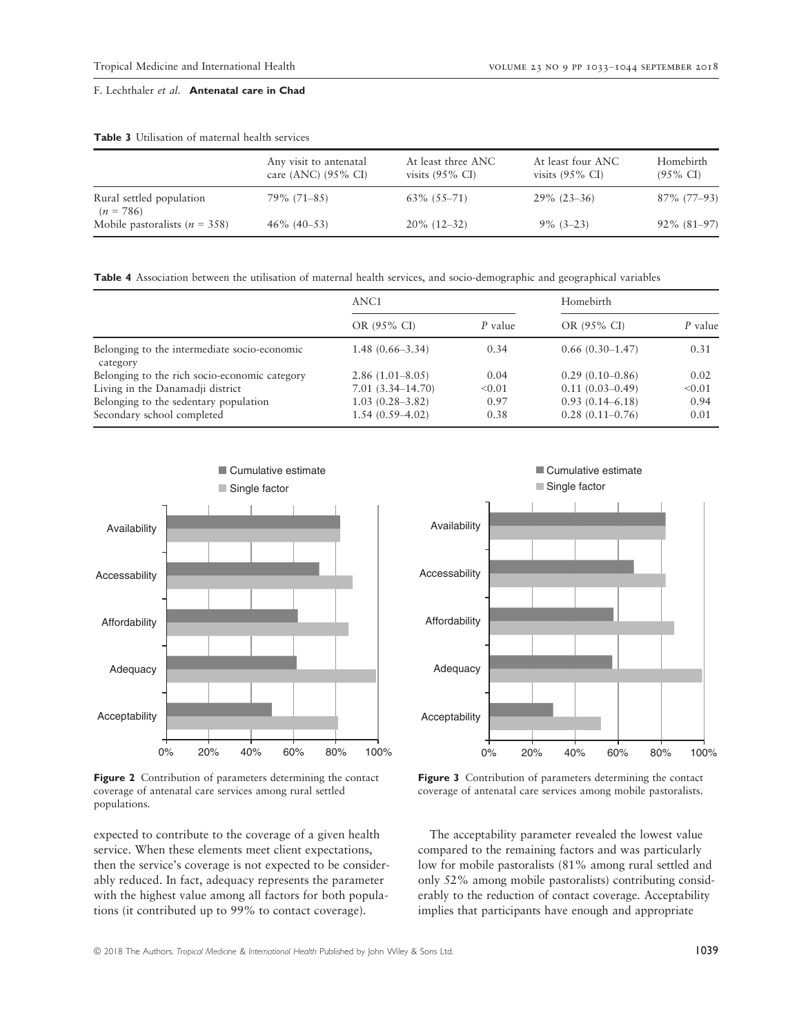**Table 3** Utilisation of maternal health services

| | Any visit to antenatal care (ANC) (95% CI) | At least three ANC visits (95% CI) | At least four ANC visits (95% CI) | Homebirth (95% CI) |
|---|---|---|---|---|
| Rural settled population ($n$ = 786) | 79% (71–85) | 63% (55–71) | 29% (23–36) | 87% (77–93) |
| Mobile pastoralists ($n$ = 358) | 46% (40–53) | 20% (12–32) | 9% (3–23) | 92% (81–97) |

**Table 4** Association between the utilisation of maternal health services, and socio-demographic and geographical variables

| | ANC1 | | Homebirth | |
|---|---|---|---|---|
| | OR (95% CI) | *P* value | OR (95% CI) | *P* value |
| Belonging to the intermediate socio-economic category | 1.48 (0.66–3.34) | 0.34 | 0.66 (0.30–1.47) | 0.31 |
| Belonging to the rich socio-economic category | 2.86 (1.01–8.05) | 0.04 | 0.29 (0.10–0.86) | 0.02 |
| Living in the Danamadji district | 7.01 (3.34–14.70) | <0.01 | 0.11 (0.03–0.49) | <0.01 |
| Belonging to the sedentary population | 1.03 (0.28–3.82) | 0.97 | 0.93 (0.14–6.18) | 0.94 |
| Secondary school completed | 1.54 (0.59–4.02) | 0.38 | 0.28 (0.11–0.76) | 0.01 |

**Figure 2** Contribution of parameters determining the contact coverage of antenatal care services among rural settled populations.

**Figure 3** Contribution of parameters determining the contact coverage of antenatal care services among mobile pastoralists.

expected to contribute to the coverage of a given health service. When these elements meet client expectations, then the service's coverage is not expected to be considerably reduced. In fact, adequacy represents the parameter with the highest value among all factors for both populations (it contributed up to 99% to contact coverage).

The acceptability parameter revealed the lowest value compared to the remaining factors and was particularly low for mobile pastoralists (81% among rural settled and only 52% among mobile pastoralists) contributing considerably to the reduction of contact coverage. Acceptability implies that participants have enough and appropriate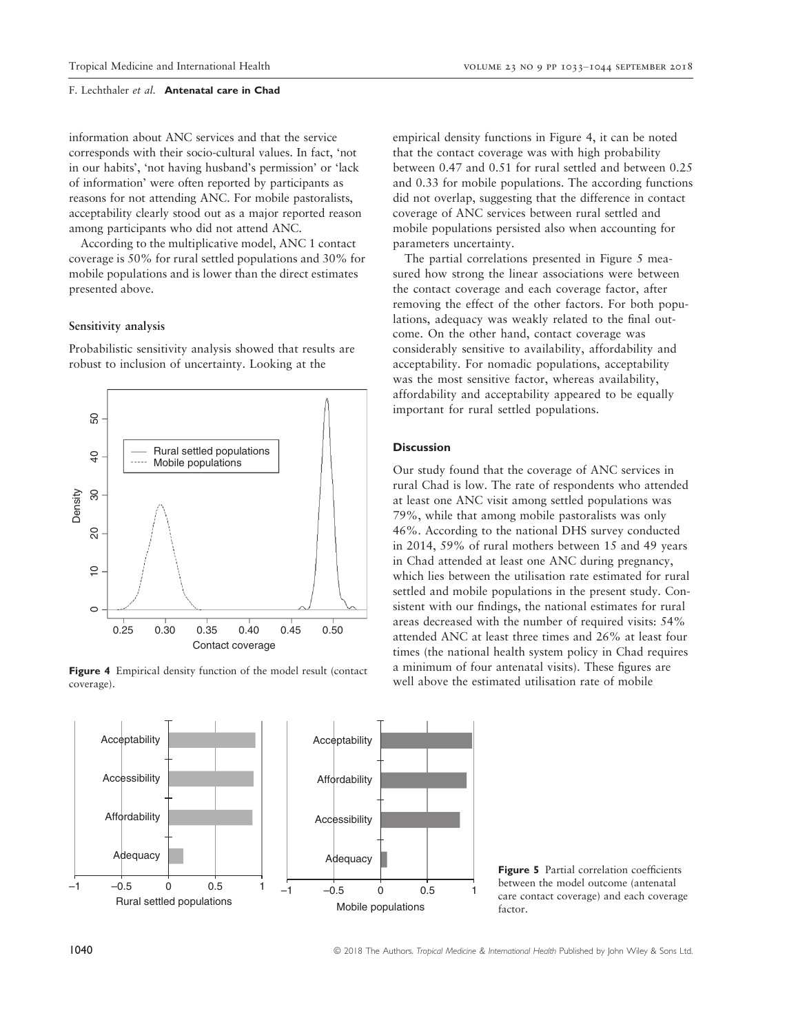information about ANC services and that the service corresponds with their socio-cultural values. In fact, 'not in our habits', 'not having husband's permission' or 'lack of information' were often reported by participants as reasons for not attending ANC. For mobile pastoralists, acceptability clearly stood out as a major reported reason among participants who did not attend ANC.

According to the multiplicative model, ANC 1 contact coverage is 50% for rural settled populations and 30% for mobile populations and is lower than the direct estimates presented above.

### Sensitivity analysis

Probabilistic sensitivity analysis showed that results are robust to inclusion of uncertainty. Looking at the empirical density functions in Figure 4, it can be noted that the contact coverage was with high probability between 0.47 and 0.51 for rural settled and between 0.25 and 0.33 for mobile populations. The according functions did not overlap, suggesting that the difference in contact coverage of ANC services between rural settled and mobile populations persisted also when accounting for parameters uncertainty.

**Figure 4** Empirical density function of the model result (contact coverage).

The partial correlations presented in Figure 5 measured how strong the linear associations were between the contact coverage and each coverage factor, after removing the effect of the other factors. For both populations, adequacy was weakly related to the final outcome. On the other hand, contact coverage was considerably sensitive to availability, affordability and acceptability. For nomadic populations, acceptability was the most sensitive factor, whereas availability, affordability and acceptability appeared to be equally important for rural settled populations.

## Discussion

Our study found that the coverage of ANC services in rural Chad is low. The rate of respondents who attended at least one ANC visit among settled populations was 79%, while that among mobile pastoralists was only 46%. According to the national DHS survey conducted in 2014, 59% of rural mothers between 15 and 49 years in Chad attended at least one ANC during pregnancy, which lies between the utilisation rate estimated for rural settled and mobile populations in the present study. Consistent with our findings, the national estimates for rural areas decreased with the number of required visits: 54% attended ANC at least three times and 26% at least four times (the national health system policy in Chad requires a minimum of four antenatal visits). These figures are well above the estimated utilisation rate of mobile

**Figure 5** Partial correlation coefficients between the model outcome (antenatal care contact coverage) and each coverage factor.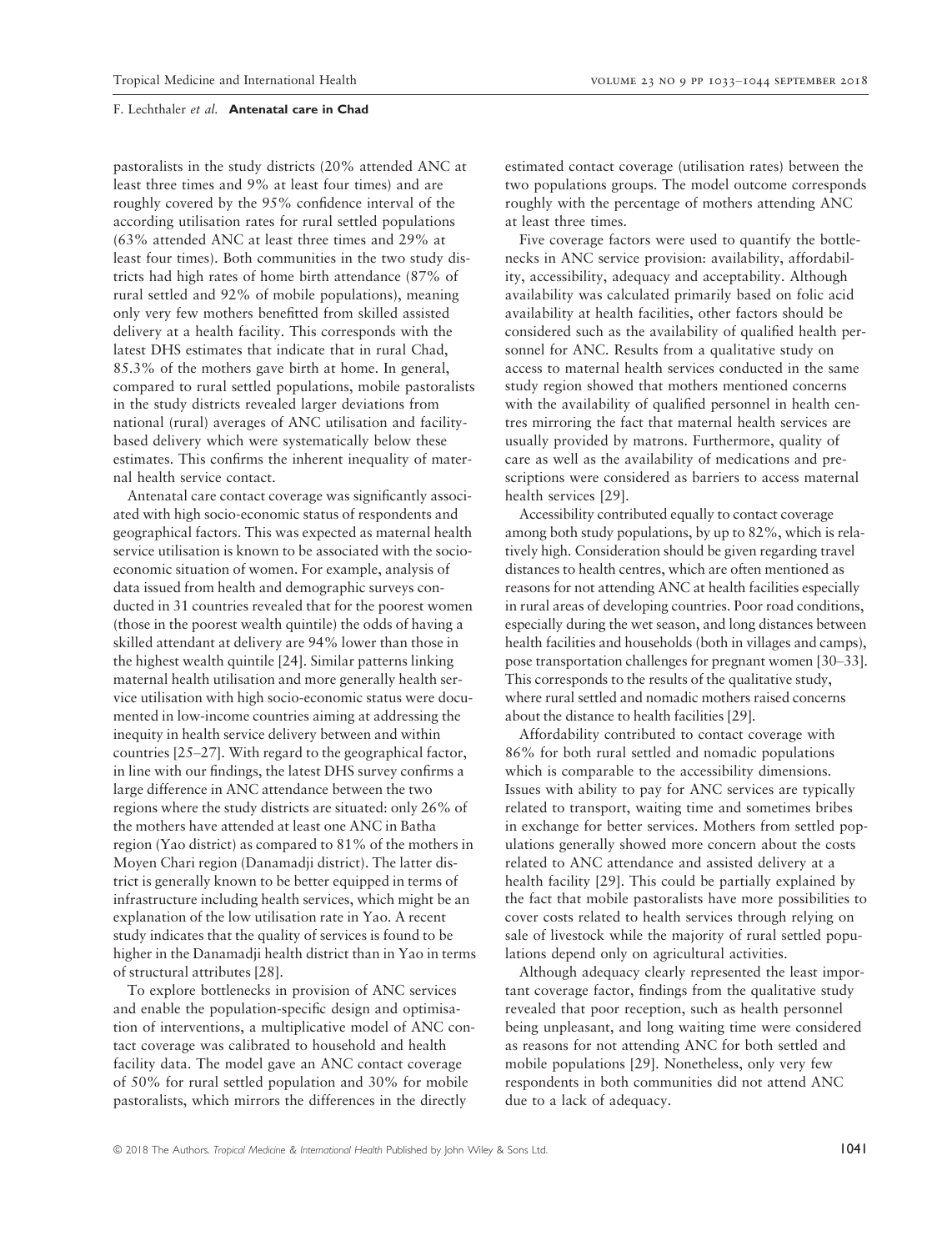pastoralists in the study districts (20% attended ANC at least three times and 9% at least four times) and are roughly covered by the 95% confidence interval of the according utilisation rates for rural settled populations (63% attended ANC at least three times and 29% at least four times). Both communities in the two study districts had high rates of home birth attendance (87% of rural settled and 92% of mobile populations), meaning only very few mothers benefitted from skilled assisted delivery at a health facility. This corresponds with the latest DHS estimates that indicate that in rural Chad, 85.3% of the mothers gave birth at home. In general, compared to rural settled populations, mobile pastoralists in the study districts revealed larger deviations from national (rural) averages of ANC utilisation and facility-based delivery which were systematically below these estimates. This confirms the inherent inequality of maternal health service contact.

Antenatal care contact coverage was significantly associated with high socio-economic status of respondents and geographical factors. This was expected as maternal health service utilisation is known to be associated with the socio-economic situation of women. For example, analysis of data issued from health and demographic surveys conducted in 31 countries revealed that for the poorest women (those in the poorest wealth quintile) the odds of having a skilled attendant at delivery are 94% lower than those in the highest wealth quintile [24]. Similar patterns linking maternal health utilisation and more generally health service utilisation with high socio-economic status were documented in low-income countries aiming at addressing the inequity in health service delivery between and within countries [25–27]. With regard to the geographical factor, in line with our findings, the latest DHS survey confirms a large difference in ANC attendance between the two regions where the study districts are situated: only 26% of the mothers have attended at least one ANC in Batha region (Yao district) as compared to 81% of the mothers in Moyen Chari region (Danamadji district). The latter district is generally known to be better equipped in terms of infrastructure including health services, which might be an explanation of the low utilisation rate in Yao. A recent study indicates that the quality of services is found to be higher in the Danamadji health district than in Yao in terms of structural attributes [28].

To explore bottlenecks in provision of ANC services and enable the population-specific design and optimisation of interventions, a multiplicative model of ANC contact coverage was calibrated to household and health facility data. The model gave an ANC contact coverage of 50% for rural settled population and 30% for mobile pastoralists, which mirrors the differences in the directly estimated contact coverage (utilisation rates) between the two populations groups. The model outcome corresponds roughly with the percentage of mothers attending ANC at least three times.

Five coverage factors were used to quantify the bottlenecks in ANC service provision: availability, affordability, accessibility, adequacy and acceptability. Although availability was calculated primarily based on folic acid availability at health facilities, other factors should be considered such as the availability of qualified health personnel for ANC. Results from a qualitative study on access to maternal health services conducted in the same study region showed that mothers mentioned concerns with the availability of qualified personnel in health centres mirroring the fact that maternal health services are usually provided by matrons. Furthermore, quality of care as well as the availability of medications and prescriptions were considered as barriers to access maternal health services [29].

Accessibility contributed equally to contact coverage among both study populations, by up to 82%, which is relatively high. Consideration should be given regarding travel distances to health centres, which are often mentioned as reasons for not attending ANC at health facilities especially in rural areas of developing countries. Poor road conditions, especially during the wet season, and long distances between health facilities and households (both in villages and camps), pose transportation challenges for pregnant women [30–33]. This corresponds to the results of the qualitative study, where rural settled and nomadic mothers raised concerns about the distance to health facilities [29].

Affordability contributed to contact coverage with 86% for both rural settled and nomadic populations which is comparable to the accessibility dimensions. Issues with ability to pay for ANC services are typically related to transport, waiting time and sometimes bribes in exchange for better services. Mothers from settled populations generally showed more concern about the costs related to ANC attendance and assisted delivery at a health facility [29]. This could be partially explained by the fact that mobile pastoralists have more possibilities to cover costs related to health services through relying on sale of livestock while the majority of rural settled populations depend only on agricultural activities.

Although adequacy clearly represented the least important coverage factor, findings from the qualitative study revealed that poor reception, such as health personnel being unpleasant, and long waiting time were considered as reasons for not attending ANC for both settled and mobile populations [29]. Nonetheless, only very few respondents in both communities did not attend ANC due to a lack of adequacy.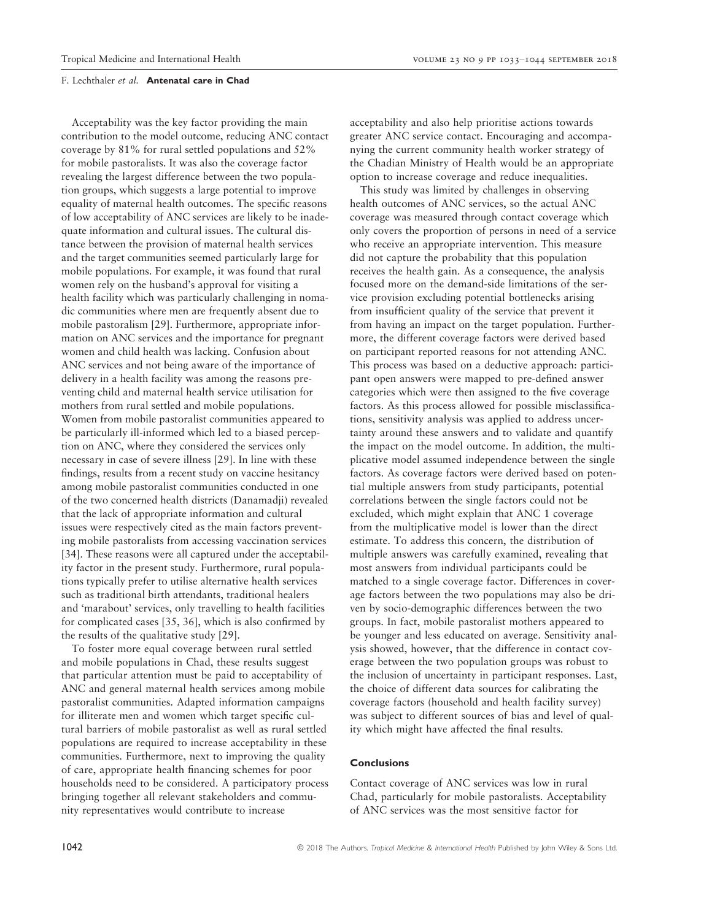Acceptability was the key factor providing the main contribution to the model outcome, reducing ANC contact coverage by 81% for rural settled populations and 52% for mobile pastoralists. It was also the coverage factor revealing the largest difference between the two population groups, which suggests a large potential to improve equality of maternal health outcomes. The specific reasons of low acceptability of ANC services are likely to be inadequate information and cultural issues. The cultural distance between the provision of maternal health services and the target communities seemed particularly large for mobile populations. For example, it was found that rural women rely on the husband's approval for visiting a health facility which was particularly challenging in nomadic communities where men are frequently absent due to mobile pastoralism [29]. Furthermore, appropriate information on ANC services and the importance for pregnant women and child health was lacking. Confusion about ANC services and not being aware of the importance of delivery in a health facility was among the reasons preventing child and maternal health service utilisation for mothers from rural settled and mobile populations. Women from mobile pastoralist communities appeared to be particularly ill-informed which led to a biased perception on ANC, where they considered the services only necessary in case of severe illness [29]. In line with these findings, results from a recent study on vaccine hesitancy among mobile pastoralist communities conducted in one of the two concerned health districts (Danamadji) revealed that the lack of appropriate information and cultural issues were respectively cited as the main factors preventing mobile pastoralists from accessing vaccination services [34]. These reasons were all captured under the acceptability factor in the present study. Furthermore, rural populations typically prefer to utilise alternative health services such as traditional birth attendants, traditional healers and 'marabout' services, only travelling to health facilities for complicated cases [35, 36], which is also confirmed by the results of the qualitative study [29].

To foster more equal coverage between rural settled and mobile populations in Chad, these results suggest that particular attention must be paid to acceptability of ANC and general maternal health services among mobile pastoralist communities. Adapted information campaigns for illiterate men and women which target specific cultural barriers of mobile pastoralist as well as rural settled populations are required to increase acceptability in these communities. Furthermore, next to improving the quality of care, appropriate health financing schemes for poor households need to be considered. A participatory process bringing together all relevant stakeholders and community representatives would contribute to increase acceptability and also help prioritise actions towards greater ANC service contact. Encouraging and accompanying the current community health worker strategy of the Chadian Ministry of Health would be an appropriate option to increase coverage and reduce inequalities.

This study was limited by challenges in observing health outcomes of ANC services, so the actual ANC coverage was measured through contact coverage which only covers the proportion of persons in need of a service who receive an appropriate intervention. This measure did not capture the probability that this population receives the health gain. As a consequence, the analysis focused more on the demand-side limitations of the service provision excluding potential bottlenecks arising from insufficient quality of the service that prevent it from having an impact on the target population. Furthermore, the different coverage factors were derived based on participant reported reasons for not attending ANC. This process was based on a deductive approach: participant open answers were mapped to pre-defined answer categories which were then assigned to the five coverage factors. As this process allowed for possible misclassifications, sensitivity analysis was applied to address uncertainty around these answers and to validate and quantify the impact on the model outcome. In addition, the multiplicative model assumed independence between the single factors. As coverage factors were derived based on potential multiple answers from study participants, potential correlations between the single factors could not be excluded, which might explain that ANC 1 coverage from the multiplicative model is lower than the direct estimate. To address this concern, the distribution of multiple answers was carefully examined, revealing that most answers from individual participants could be matched to a single coverage factor. Differences in coverage factors between the two populations may also be driven by socio-demographic differences between the two groups. In fact, mobile pastoralist mothers appeared to be younger and less educated on average. Sensitivity analysis showed, however, that the difference in contact coverage between the two population groups was robust to the inclusion of uncertainty in participant responses. Last, the choice of different data sources for calibrating the coverage factors (household and health facility survey) was subject to different sources of bias and level of quality which might have affected the final results.

## Conclusions

Contact coverage of ANC services was low in rural Chad, particularly for mobile pastoralists. Acceptability of ANC services was the most sensitive factor for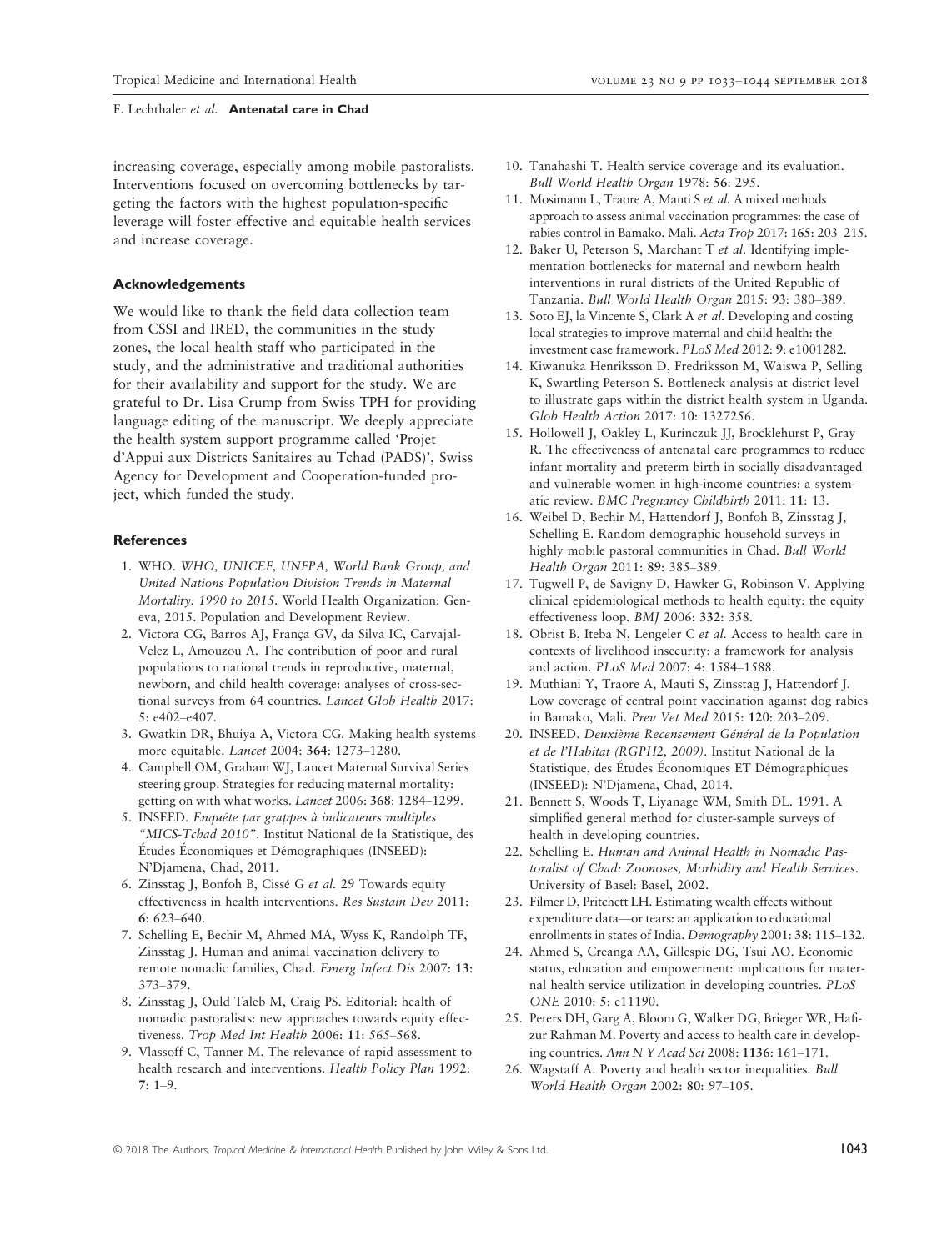increasing coverage, especially among mobile pastoralists. Interventions focused on overcoming bottlenecks by targeting the factors with the highest population-specific leverage will foster effective and equitable health services and increase coverage.

### Acknowledgements

We would like to thank the field data collection team from CSSI and IRED, the communities in the study zones, the local health staff who participated in the study, and the administrative and traditional authorities for their availability and support for the study. We are grateful to Dr. Lisa Crump from Swiss TPH for providing language editing of the manuscript. We deeply appreciate the health system support programme called 'Projet d'Appui aux Districts Sanitaires au Tchad (PADS)', Swiss Agency for Development and Cooperation-funded project, which funded the study.

### References

1. WHO. *WHO, UNICEF, UNFPA, World Bank Group, and United Nations Population Division Trends in Maternal Mortality: 1990 to 2015*. World Health Organization: Geneva, 2015. Population and Development Review.
2. Victora CG, Barros AJ, França GV, da Silva IC, Carvajal-Velez L, Amouzou A. The contribution of poor and rural populations to national trends in reproductive, maternal, newborn, and child health coverage: analyses of cross-sectional surveys from 64 countries. *Lancet Glob Health* 2017: **5**: e402–e407.
3. Gwatkin DR, Bhuiya A, Victora CG. Making health systems more equitable. *Lancet* 2004: **364**: 1273–1280.
4. Campbell OM, Graham WJ, Lancet Maternal Survival Series steering group. Strategies for reducing maternal mortality: getting on with what works. *Lancet* 2006: **368**: 1284–1299.
5. INSEED. *Enquête par grappes à indicateurs multiples "MICS-Tchad 2010"*. Institut National de la Statistique, des Études Économiques et Démographiques (INSEED): N'Djamena, Chad, 2011.
6. Zinsstag J, Bonfoh B, Cissé G *et al*. 29 Towards equity effectiveness in health interventions. *Res Sustain Dev* 2011: **6**: 623–640.
7. Schelling E, Bechir M, Ahmed MA, Wyss K, Randolph TF, Zinsstag J. Human and animal vaccination delivery to remote nomadic families, Chad. *Emerg Infect Dis* 2007: **13**: 373–379.
8. Zinsstag J, Ould Taleb M, Craig PS. Editorial: health of nomadic pastoralists: new approaches towards equity effectiveness. *Trop Med Int Health* 2006: **11**: 565–568.
9. Vlassoff C, Tanner M. The relevance of rapid assessment to health research and interventions. *Health Policy Plan* 1992: **7**: 1–9.
10. Tanahashi T. Health service coverage and its evaluation. *Bull World Health Organ* 1978: **56**: 295.
11. Mosimann L, Traore A, Mauti S *et al*. A mixed methods approach to assess animal vaccination programmes: the case of rabies control in Bamako, Mali. *Acta Trop* 2017: **165**: 203–215.
12. Baker U, Peterson S, Marchant T *et al*. Identifying implementation bottlenecks for maternal and newborn health interventions in rural districts of the United Republic of Tanzania. *Bull World Health Organ* 2015: **93**: 380–389.
13. Soto EJ, la Vincente S, Clark A *et al*. Developing and costing local strategies to improve maternal and child health: the investment case framework. *PLoS Med* 2012: **9**: e1001282.
14. Kiwanuka Henriksson D, Fredriksson M, Waiswa P, Selling K, Swartling Peterson S. Bottleneck analysis at district level to illustrate gaps within the district health system in Uganda. *Glob Health Action* 2017: **10**: 1327256.
15. Hollowell J, Oakley L, Kurinczuk JJ, Brocklehurst P, Gray R. The effectiveness of antenatal care programmes to reduce infant mortality and preterm birth in socially disadvantaged and vulnerable women in high-income countries: a systematic review. *BMC Pregnancy Childbirth* 2011: **11**: 13.
16. Weibel D, Bechir M, Hattendorf J, Bonfoh B, Zinsstag J, Schelling E. Random demographic household surveys in highly mobile pastoral communities in Chad. *Bull World Health Organ* 2011: **89**: 385–389.
17. Tugwell P, de Savigny D, Hawker G, Robinson V. Applying clinical epidemiological methods to health equity: the equity effectiveness loop. *BMJ* 2006: **332**: 358.
18. Obrist B, Iteba N, Lengeler C *et al*. Access to health care in contexts of livelihood insecurity: a framework for analysis and action. *PLoS Med* 2007: **4**: 1584–1588.
19. Muthiani Y, Traore A, Mauti S, Zinsstag J, Hattendorf J. Low coverage of central point vaccination against dog rabies in Bamako, Mali. *Prev Vet Med* 2015: **120**: 203–209.
20. INSEED. *Deuxième Recensement Général de la Population et de l'Habitat (RGPH2, 2009)*. Institut National de la Statistique, des Études Économiques ET Démographiques (INSEED): N'Djamena, Chad, 2014.
21. Bennett S, Woods T, Liyanage WM, Smith DL. 1991. A simplified general method for cluster-sample surveys of health in developing countries.
22. Schelling E. *Human and Animal Health in Nomadic Pastoralist of Chad: Zoonoses, Morbidity and Health Services*. University of Basel: Basel, 2002.
23. Filmer D, Pritchett LH. Estimating wealth effects without expenditure data—or tears: an application to educational enrollments in states of India. *Demography* 2001: **38**: 115–132.
24. Ahmed S, Creanga AA, Gillespie DG, Tsui AO. Economic status, education and empowerment: implications for maternal health service utilization in developing countries. *PLoS ONE* 2010: **5**: e11190.
25. Peters DH, Garg A, Bloom G, Walker DG, Brieger WR, Hafizur Rahman M. Poverty and access to health care in developing countries. *Ann N Y Acad Sci* 2008: **1136**: 161–171.
26. Wagstaff A. Poverty and health sector inequalities. *Bull World Health Organ* 2002: **80**: 97–105.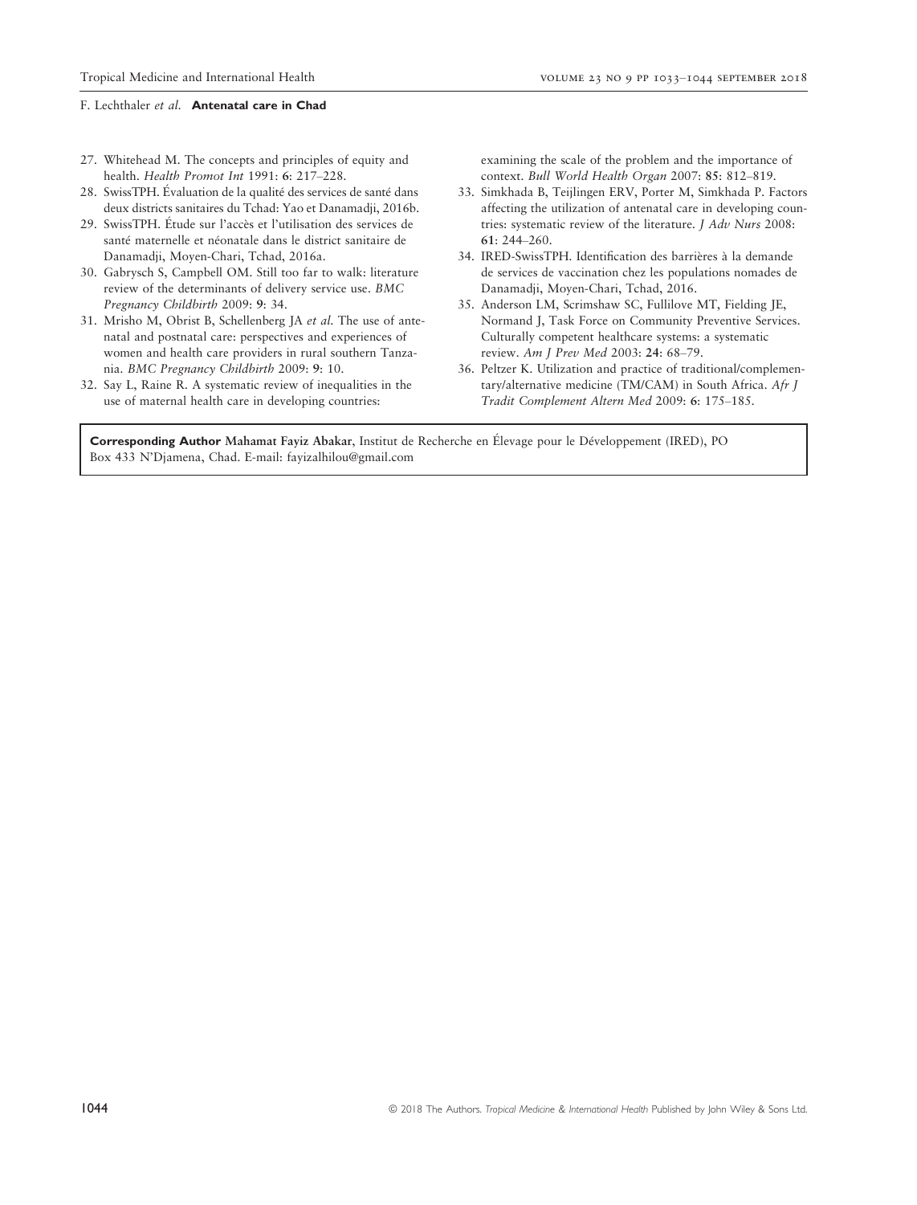27. Whitehead M. The concepts and principles of equity and health. *Health Promot Int* 1991: **6**: 217–228.
28. SwissTPH. Évaluation de la qualité des services de santé dans deux districts sanitaires du Tchad: Yao et Danamadji, 2016b.
29. SwissTPH. Étude sur l'accès et l'utilisation des services de santé maternelle et néonatale dans le district sanitaire de Danamadji, Moyen-Chari, Tchad, 2016a.
30. Gabrysch S, Campbell OM. Still too far to walk: literature review of the determinants of delivery service use. *BMC Pregnancy Childbirth* 2009: **9**: 34.
31. Mrisho M, Obrist B, Schellenberg JA *et al*. The use of antenatal and postnatal care: perspectives and experiences of women and health care providers in rural southern Tanzania. *BMC Pregnancy Childbirth* 2009: **9**: 10.
32. Say L, Raine R. A systematic review of inequalities in the use of maternal health care in developing countries: examining the scale of the problem and the importance of context. *Bull World Health Organ* 2007: **85**: 812–819.
33. Simkhada B, Teijlingen ERV, Porter M, Simkhada P. Factors affecting the utilization of antenatal care in developing countries: systematic review of the literature. *J Adv Nurs* 2008: **61**: 244–260.
34. IRED-SwissTPH. Identification des barrières à la demande de services de vaccination chez les populations nomades de Danamadji, Moyen-Chari, Tchad, 2016.
35. Anderson LM, Scrimshaw SC, Fullilove MT, Fielding JE, Normand J, Task Force on Community Preventive Services. Culturally competent healthcare systems: a systematic review. *Am J Prev Med* 2003: **24**: 68–79.
36. Peltzer K. Utilization and practice of traditional/complementary/alternative medicine (TM/CAM) in South Africa. *Afr J Tradit Complement Altern Med* 2009: **6**: 175–185.

**Corresponding Author** Mahamat Fayiz Abakar, Institut de Recherche en Élevage pour le Développement (IRED), PO Box 433 N'Djamena, Chad. E-mail: fayizalhilou@gmail.com